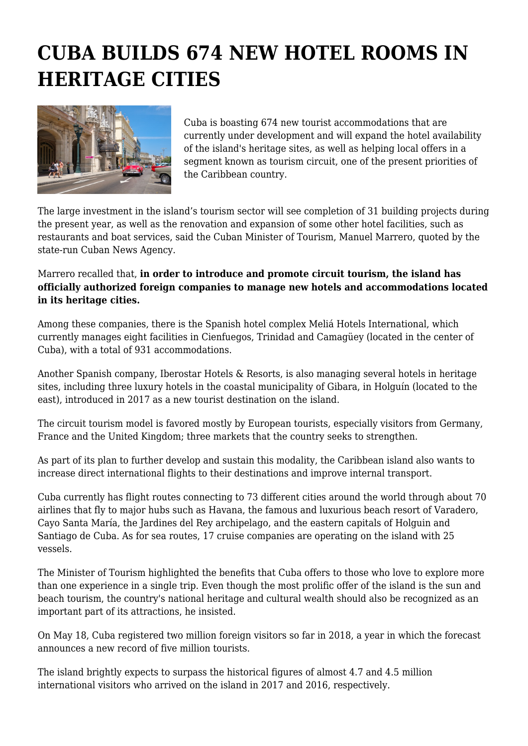# CUBA BUILDS 674 NEW HOTEL ROOMS IN HERITAGE CITIES

Cuba is boasting 674 new tourist accommodations that are currently under development and will expand the hotel availability of the island's heritage sites, as well as helping local offers in a segment known as tourism circuit, one of the present priorities of the Caribbean country.

The large investment in the island's tourism sector will see completion of 31 building projects during the present year, as well as the renovation and expansion of some other hotel facilities, such as restaurants and boat services, said the Cuban Minister of Tourism, Manuel Marrero, quoted by the state-run Cuban News Agency.

Marrero recalled that, **in order to introduce and promote circuit tourism, the island has officially authorized foreign companies to manage new hotels and accommodations located in its heritage cities.**

Among these companies, there is the Spanish hotel complex Meliá Hotels International, which currently manages eight facilities in Cienfuegos, Trinidad and Camagüey (located in the center of Cuba), with a total of 931 accommodations.

Another Spanish company, Iberostar Hotels & Resorts, is also managing several hotels in heritage sites, including three luxury hotels in the coastal municipality of Gibara, in Holguín (located to the east), introduced in 2017 as a new tourist destination on the island.

The circuit tourism model is favored mostly by European tourists, especially visitors from Germany, France and the United Kingdom; three markets that the country seeks to strengthen.

As part of its plan to further develop and sustain this modality, the Caribbean island also wants to increase direct international flights to their destinations and improve internal transport.

Cuba currently has flight routes connecting to 73 different cities around the world through about 70 airlines that fly to major hubs such as Havana, the famous and luxurious beach resort of Varadero, Cayo Santa María, the Jardines del Rey archipelago, and the eastern capitals of Holguin and Santiago de Cuba. As for sea routes, 17 cruise companies are operating on the island with 25 vessels.

The Minister of Tourism highlighted the benefits that Cuba offers to those who love to explore more than one experience in a single trip. Even though the most prolific offer of the island is the sun and beach tourism, the country's national heritage and cultural wealth should also be recognized as an important part of its attractions, he insisted.

On May 18, Cuba registered two million foreign visitors so far in 2018, a year in which the forecast announces a new record of five million tourists.

The island brightly expects to surpass the historical figures of almost 4.7 and 4.5 million international visitors who arrived on the island in 2017 and 2016, respectively.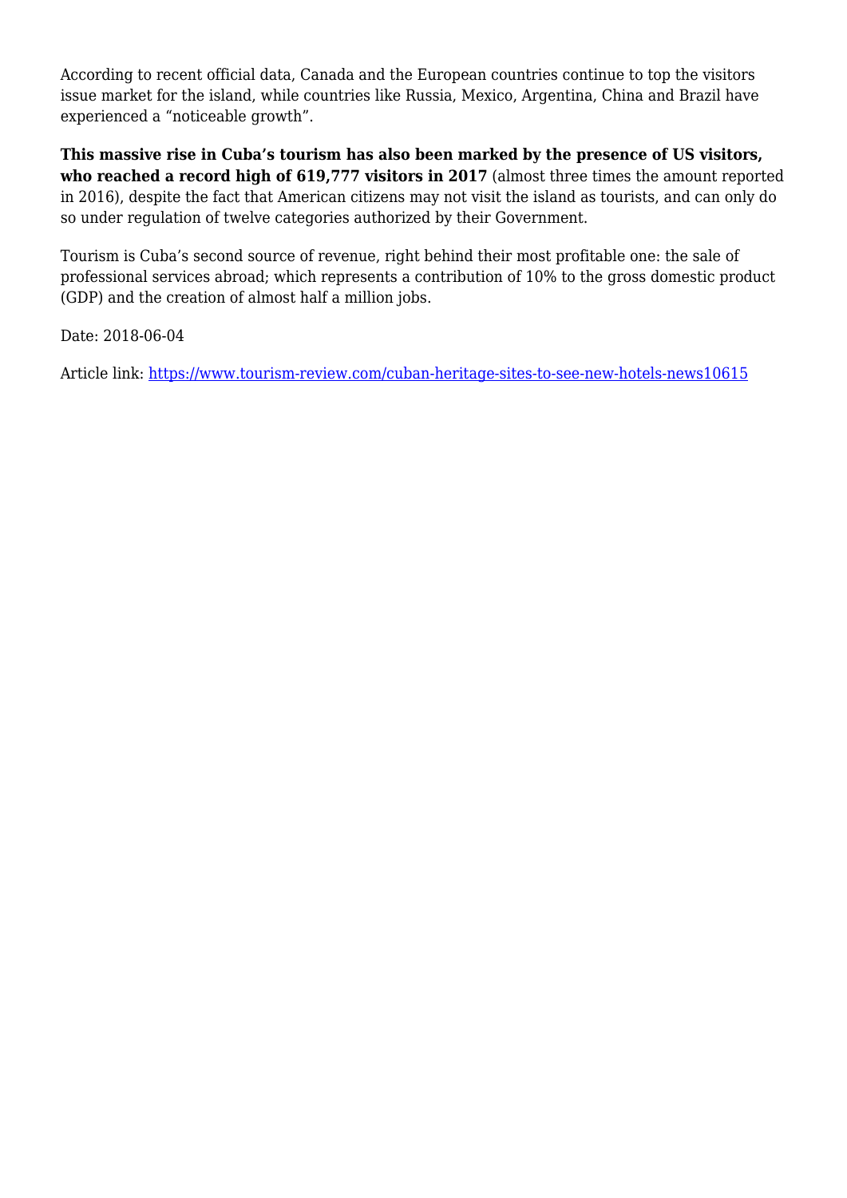According to recent official data, Canada and the European countries continue to top the visitors issue market for the island, while countries like Russia, Mexico, Argentina, China and Brazil have experienced a "noticeable growth".

**This massive rise in Cuba's tourism has also been marked by the presence of US visitors, who reached a record high of 619,777 visitors in 2017** (almost three times the amount reported in 2016), despite the fact that American citizens may not visit the island as tourists, and can only do so under regulation of twelve categories authorized by their Government.

Tourism is Cuba's second source of revenue, right behind their most profitable one: the sale of professional services abroad; which represents a contribution of 10% to the gross domestic product (GDP) and the creation of almost half a million jobs.

Date: 2018-06-04

Article link: [https://www.tourism-review.com/cuban-heritage-sites-to-see-new-hotels-news10615](https://www.tourism-review.com/cuban-heritage-sites-to-see-new-hotels-news10615)